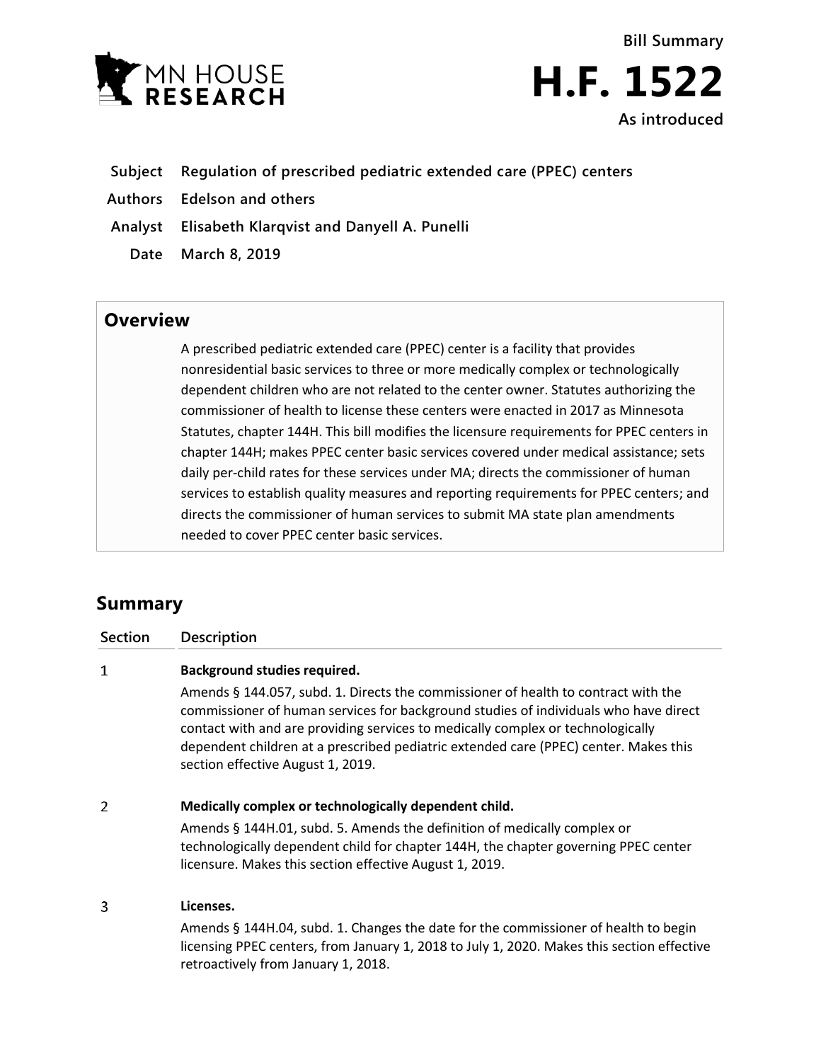MN HOUSE RESEARCH

**Bill Summary**

# H.F. 1522

**As introduced**

| | |
|---|---|
| **Subject** | **Regulation of prescribed pediatric extended care (PPEC) centers** |
| **Authors** | **Edelson and others** |
| **Analyst** | **Elisabeth Klarqvist and Danyell A. Punelli** |
| **Date** | **March 8, 2019** |

## Overview

A prescribed pediatric extended care (PPEC) center is a facility that provides nonresidential basic services to three or more medically complex or technologically dependent children who are not related to the center owner. Statutes authorizing the commissioner of health to license these centers were enacted in 2017 as Minnesota Statutes, chapter 144H. This bill modifies the licensure requirements for PPEC centers in chapter 144H; makes PPEC center basic services covered under medical assistance; sets daily per-child rates for these services under MA; directs the commissioner of human services to establish quality measures and reporting requirements for PPEC centers; and directs the commissioner of human services to submit MA state plan amendments needed to cover PPEC center basic services.

## Summary

| Section | Description |
|---|---|
| 1 | **Background studies required.**<br>Amends § 144.057, subd. 1. Directs the commissioner of health to contract with the commissioner of human services for background studies of individuals who have direct contact with and are providing services to medically complex or technologically dependent children at a prescribed pediatric extended care (PPEC) center. Makes this section effective August 1, 2019. |
| 2 | **Medically complex or technologically dependent child.**<br>Amends § 144H.01, subd. 5. Amends the definition of medically complex or technologically dependent child for chapter 144H, the chapter governing PPEC center licensure. Makes this section effective August 1, 2019. |
| 3 | **Licenses.**<br>Amends § 144H.04, subd. 1. Changes the date for the commissioner of health to begin licensing PPEC centers, from January 1, 2018 to July 1, 2020. Makes this section effective retroactively from January 1, 2018. |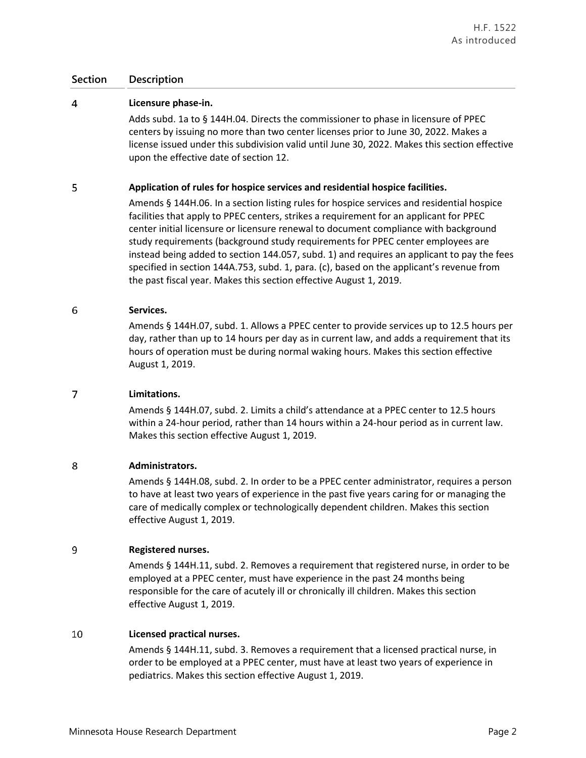| Section | Description |
|---|---|
| 4 | **Licensure phase-in.**<br>Adds subd. 1a to § 144H.04. Directs the commissioner to phase in licensure of PPEC centers by issuing no more than two center licenses prior to June 30, 2022. Makes a license issued under this subdivision valid until June 30, 2022. Makes this section effective upon the effective date of section 12. |
| 5 | **Application of rules for hospice services and residential hospice facilities.**<br>Amends § 144H.06. In a section listing rules for hospice services and residential hospice facilities that apply to PPEC centers, strikes a requirement for an applicant for PPEC center initial licensure or licensure renewal to document compliance with background study requirements (background study requirements for PPEC center employees are instead being added to section 144.057, subd. 1) and requires an applicant to pay the fees specified in section 144A.753, subd. 1, para. (c), based on the applicant's revenue from the past fiscal year. Makes this section effective August 1, 2019. |
| 6 | **Services.**<br>Amends § 144H.07, subd. 1. Allows a PPEC center to provide services up to 12.5 hours per day, rather than up to 14 hours per day as in current law, and adds a requirement that its hours of operation must be during normal waking hours. Makes this section effective August 1, 2019. |
| 7 | **Limitations.**<br>Amends § 144H.07, subd. 2. Limits a child's attendance at a PPEC center to 12.5 hours within a 24-hour period, rather than 14 hours within a 24-hour period as in current law. Makes this section effective August 1, 2019. |
| 8 | **Administrators.**<br>Amends § 144H.08, subd. 2. In order to be a PPEC center administrator, requires a person to have at least two years of experience in the past five years caring for or managing the care of medically complex or technologically dependent children. Makes this section effective August 1, 2019. |
| 9 | **Registered nurses.**<br>Amends § 144H.11, subd. 2. Removes a requirement that registered nurse, in order to be employed at a PPEC center, must have experience in the past 24 months being responsible for the care of acutely ill or chronically ill children. Makes this section effective August 1, 2019. |
| 10 | **Licensed practical nurses.**<br>Amends § 144H.11, subd. 3. Removes a requirement that a licensed practical nurse, in order to be employed at a PPEC center, must have at least two years of experience in pediatrics. Makes this section effective August 1, 2019. |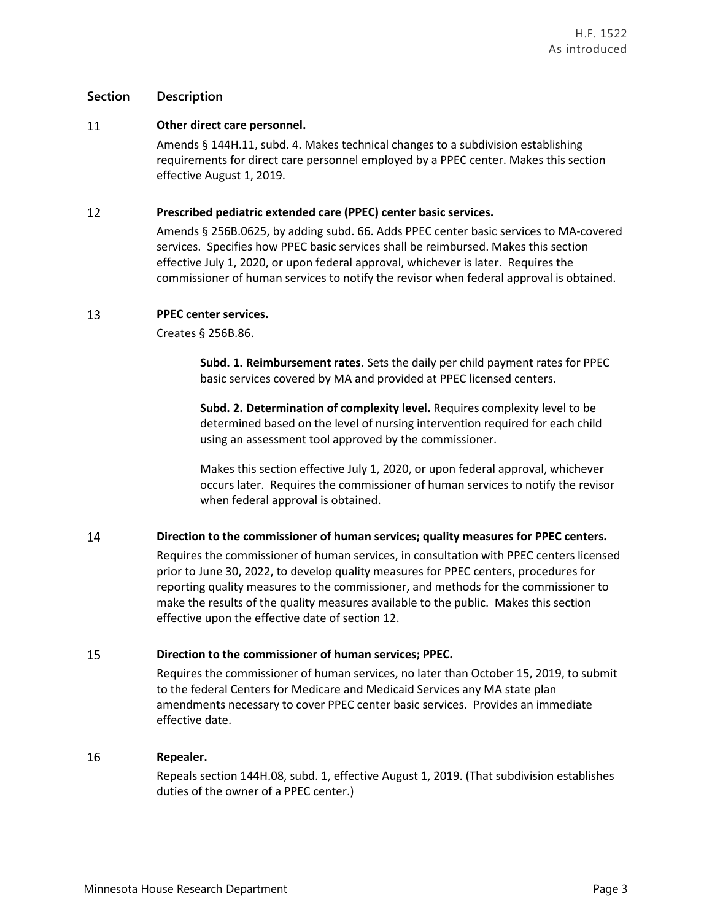| Section | Description |
|---|---|
| 11 | **Other direct care personnel.**<br>Amends § 144H.11, subd. 4. Makes technical changes to a subdivision establishing requirements for direct care personnel employed by a PPEC center. Makes this section effective August 1, 2019. |
| 12 | **Prescribed pediatric extended care (PPEC) center basic services.**<br>Amends § 256B.0625, by adding subd. 66. Adds PPEC center basic services to MA-covered services. Specifies how PPEC basic services shall be reimbursed. Makes this section effective July 1, 2020, or upon federal approval, whichever is later. Requires the commissioner of human services to notify the revisor when federal approval is obtained. |
| 13 | **PPEC center services.**<br>Creates § 256B.86.<br><br>**Subd. 1. Reimbursement rates.** Sets the daily per child payment rates for PPEC basic services covered by MA and provided at PPEC licensed centers.<br><br>**Subd. 2. Determination of complexity level.** Requires complexity level to be determined based on the level of nursing intervention required for each child using an assessment tool approved by the commissioner.<br><br>Makes this section effective July 1, 2020, or upon federal approval, whichever occurs later. Requires the commissioner of human services to notify the revisor when federal approval is obtained. |
| 14 | **Direction to the commissioner of human services; quality measures for PPEC centers.**<br>Requires the commissioner of human services, in consultation with PPEC centers licensed prior to June 30, 2022, to develop quality measures for PPEC centers, procedures for reporting quality measures to the commissioner, and methods for the commissioner to make the results of the quality measures available to the public. Makes this section effective upon the effective date of section 12. |
| 15 | **Direction to the commissioner of human services; PPEC.**<br>Requires the commissioner of human services, no later than October 15, 2019, to submit to the federal Centers for Medicare and Medicaid Services any MA state plan amendments necessary to cover PPEC center basic services. Provides an immediate effective date. |
| 16 | **Repealer.**<br>Repeals section 144H.08, subd. 1, effective August 1, 2019. (That subdivision establishes duties of the owner of a PPEC center.) |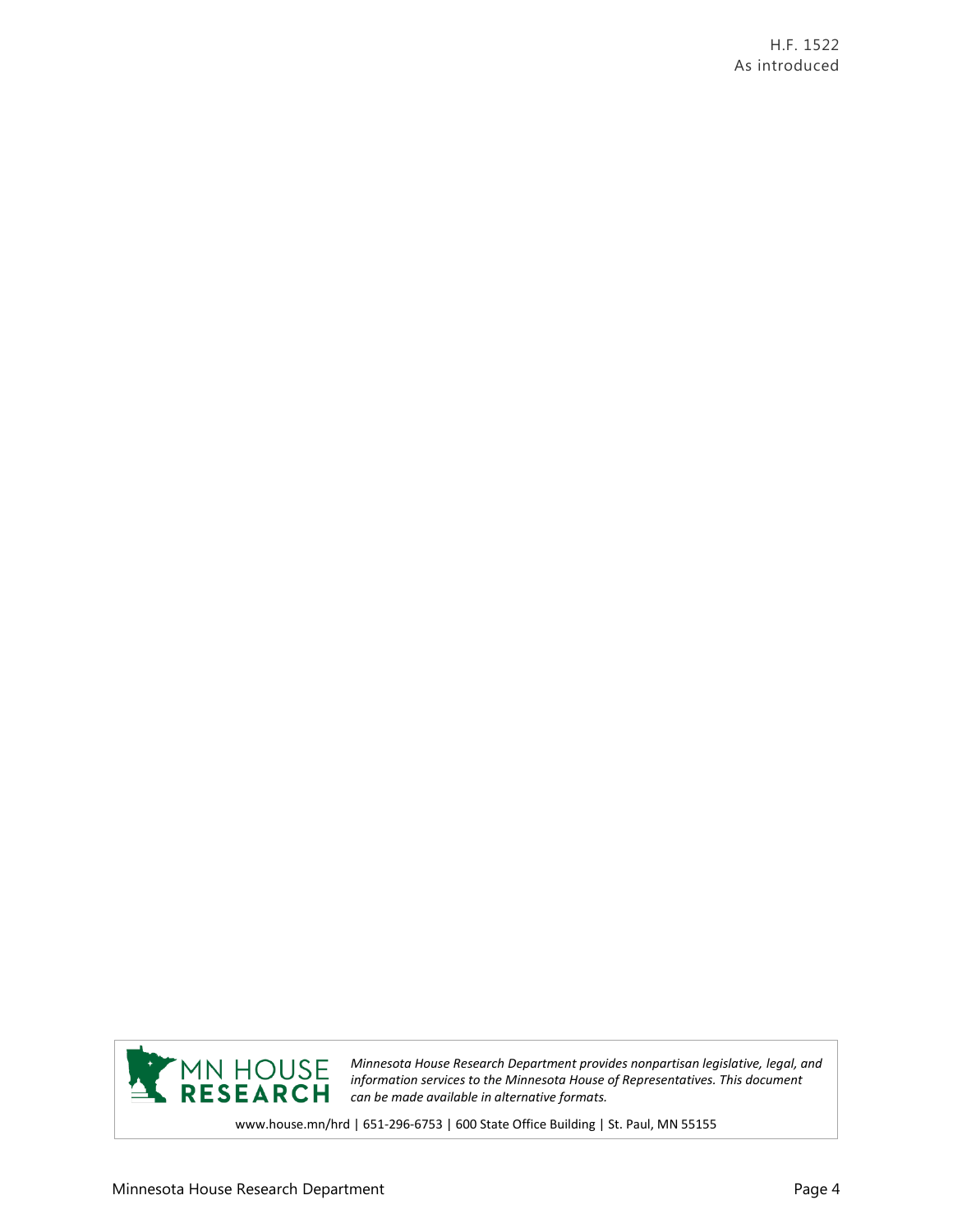Minnesota House Research Department provides nonpartisan legislative, legal, and information services to the Minnesota House of Representatives. This document can be made available in alternative formats.

www.house.mn/hrd | 651-296-6753 | 600 State Office Building | St. Paul, MN 55155